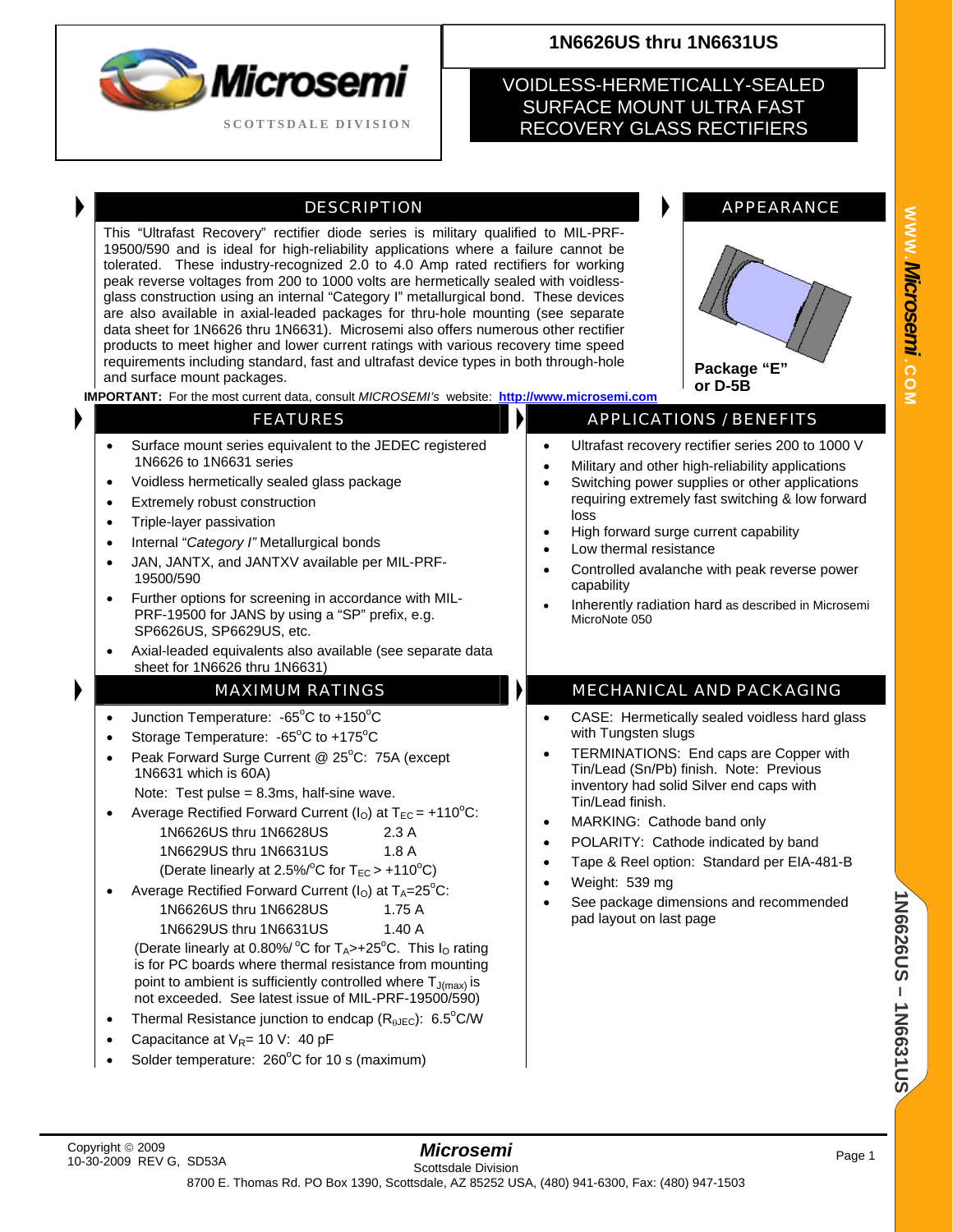# 1N6626US thru 1N6631US

## VOIDLESS-HERMETICALLY-SEALED SURFACE MOUNT ULTRA FAST RECOVERY GLASS RECTIFIERS

Microsemi
SCOTTSDALE DIVISION

## DESCRIPTION

This "Ultrafast Recovery" rectifier diode series is military qualified to MIL-PRF-19500/590 and is ideal for high-reliability applications where a failure cannot be tolerated. These industry-recognized 2.0 to 4.0 Amp rated rectifiers for working peak reverse voltages from 200 to 1000 volts are hermetically sealed with voidless-glass construction using an internal "Category I" metallurgical bond. These devices are also available in axial-leaded packages for thru-hole mounting (see separate data sheet for 1N6626 thru 1N6631). Microsemi also offers numerous other rectifier products to meet higher and lower current ratings with various recovery time speed requirements including standard, fast and ultrafast device types in both through-hole and surface mount packages.

**IMPORTANT:** For the most current data, consult *MICROSEMI's* website: **http://www.microsemi.com**

## APPEARANCE

**Package "E" or D-5B**

## FEATURES

- Surface mount series equivalent to the JEDEC registered 1N6626 to 1N6631 series
- Voidless hermetically sealed glass package
- Extremely robust construction
- Triple-layer passivation
- Internal "*Category I*" Metallurgical bonds
- JAN, JANTX, and JANTXV available per MIL-PRF-19500/590
- Further options for screening in accordance with MIL-PRF-19500 for JANS by using a "SP" prefix, e.g. SP6626US, SP6629US, etc.
- Axial-leaded equivalents also available (see separate data sheet for 1N6626 thru 1N6631)

## APPLICATIONS / BENEFITS

- Ultrafast recovery rectifier series 200 to 1000 V
- Military and other high-reliability applications
- Switching power supplies or other applications requiring extremely fast switching & low forward loss
- High forward surge current capability
- Low thermal resistance
- Controlled avalanche with peak reverse power capability
- Inherently radiation hard as described in Microsemi MicroNote 050

## MAXIMUM RATINGS

- Junction Temperature: -65°C to +150°C
- Storage Temperature: -65°C to +175°C
- Peak Forward Surge Current @ 25°C: 75A (except 1N6631 which is 60A)

  Note: Test pulse = 8.3ms, half-sine wave.
- Average Rectified Forward Current ($I_O$) at $T_{EC}$ = +110°C:
  - 1N6626US thru 1N6628US 2.3 A
  - 1N6629US thru 1N6631US 1.8 A
  - (Derate linearly at 2.5%/°C for $T_{EC}$ > +110°C)
- Average Rectified Forward Current ($I_O$) at $T_A$=25°C:
  - 1N6626US thru 1N6628US 1.75 A
  - 1N6629US thru 1N6631US 1.40 A

  (Derate linearly at 0.80%/ °C for $T_A$>+25°C. This $I_O$ rating is for PC boards where thermal resistance from mounting point to ambient is sufficiently controlled where $T_{J(max)}$ is not exceeded. See latest issue of MIL-PRF-19500/590)
- Thermal Resistance junction to endcap ($R_{\theta JEC}$): 6.5°C/W
- Capacitance at $V_R$= 10 V: 40 pF
- Solder temperature: 260°C for 10 s (maximum)

## MECHANICAL AND PACKAGING

- CASE: Hermetically sealed voidless hard glass with Tungsten slugs
- TERMINATIONS: End caps are Copper with Tin/Lead (Sn/Pb) finish. Note: Previous inventory had solid Silver end caps with Tin/Lead finish.
- MARKING: Cathode band only
- POLARITY: Cathode indicated by band
- Tape & Reel option: Standard per EIA-481-B
- Weight: 539 mg
- See package dimensions and recommended pad layout on last page

Copyright © 2009
10-30-2009 REV G, SD53A

*Microsemi*
Scottsdale Division
8700 E. Thomas Rd. PO Box 1390, Scottsdale, AZ 85252 USA, (480) 941-6300, Fax: (480) 947-1503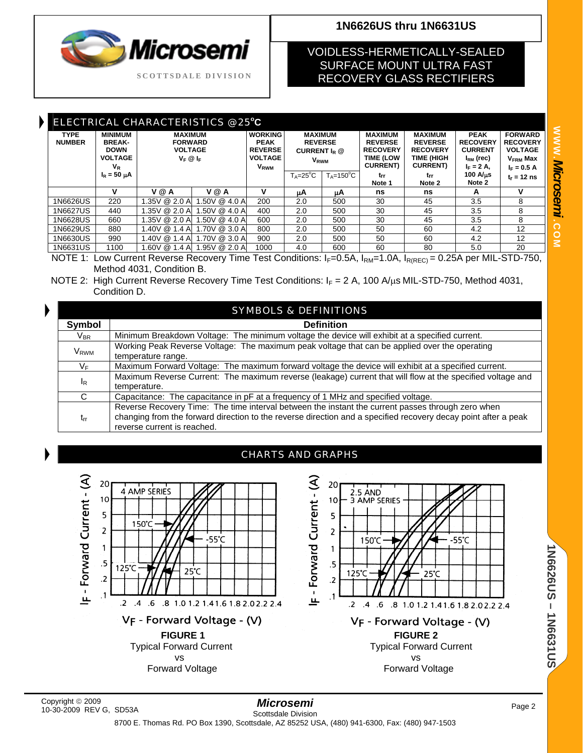## ELECTRICAL CHARACTERISTICS @25ºC

| TYPE NUMBER | MINIMUM BREAK-DOWN VOLTAGE $V_R$ $I_R$ = 50 µA | MAXIMUM FORWARD VOLTAGE $V_F$ @ $I_F$ | | WORKING PEAK REVERSE VOLTAGE $V_{RWM}$ | MAXIMUM REVERSE CURRENT $I_R$ @ $V_{RWM}$ | | MAXIMUM REVERSE RECOVERY TIME (LOW CURRENT) trr Note 1 | MAXIMUM REVERSE RECOVERY TIME (HIGH CURRENT) trr Note 2 | PEAK RECOVERY CURRENT $I_{RM}$ (rec) $I_F$ = 2 A, 100 A/µs Note 2 | FORWARD RECOVERY VOLTAGE $V_{FRM}$ Max $I_F$ = 0.5 A $t_r$ = 12 ns |
|---|---|---|---|---|---|---|---|---|---|---|
| | | | | | $T_A$=25°C | $T_A$=150°C | | | | |
| | V | V @ A | V @ A | V | µA | µA | ns | ns | A | V |
| 1N6626US | 220 | 1.35V @ 2.0 A | 1.50V @ 4.0 A | 200 | 2.0 | 500 | 30 | 45 | 3.5 | 8 |
| 1N6627US | 440 | 1.35V @ 2.0 A | 1.50V @ 4.0 A | 400 | 2.0 | 500 | 30 | 45 | 3.5 | 8 |
| 1N6628US | 660 | 1.35V @ 2.0 A | 1.50V @ 4.0 A | 600 | 2.0 | 500 | 30 | 45 | 3.5 | 8 |
| 1N6629US | 880 | 1.40V @ 1.4 A | 1.70V @ 3.0 A | 800 | 2.0 | 500 | 50 | 60 | 4.2 | 12 |
| 1N6630US | 990 | 1.40V @ 1.4 A | 1.70V @ 3.0 A | 900 | 2.0 | 500 | 50 | 60 | 4.2 | 12 |
| 1N6631US | 1100 | 1.60V @ 1.4 A | 1.95V @ 2.0 A | 1000 | 4.0 | 600 | 60 | 80 | 5.0 | 20 |

NOTE 1: Low Current Reverse Recovery Time Test Conditions: $I_F$=0.5A, $I_{RM}$=1.0A, $I_{R(REC)}$ = 0.25A per MIL-STD-750, Method 4031, Condition B.

NOTE 2: High Current Reverse Recovery Time Test Conditions: $I_F$ = 2 A, 100 A/µs MIL-STD-750, Method 4031, Condition D.

## SYMBOLS & DEFINITIONS

| Symbol | Definition |
|---|---|
| $V_{BR}$ | Minimum Breakdown Voltage: The minimum voltage the device will exhibit at a specified current. |
| $V_{RWM}$ | Working Peak Reverse Voltage: The maximum peak voltage that can be applied over the operating temperature range. |
| $V_F$ | Maximum Forward Voltage: The maximum forward voltage the device will exhibit at a specified current. |
| $I_R$ | Maximum Reverse Current: The maximum reverse (leakage) current that will flow at the specified voltage and temperature. |
| C | Capacitance: The capacitance in pF at a frequency of 1 MHz and specified voltage. |
| $t_{rr}$ | Reverse Recovery Time: The time interval between the instant the current passes through zero when changing from the forward direction to the reverse direction and a specified recovery decay point after a peak reverse current is reached. |

## CHARTS AND GRAPHS

**FIGURE 1**
Typical Forward Current
vs
Forward Voltage

**FIGURE 2**
Typical Forward Current
vs
Forward Voltage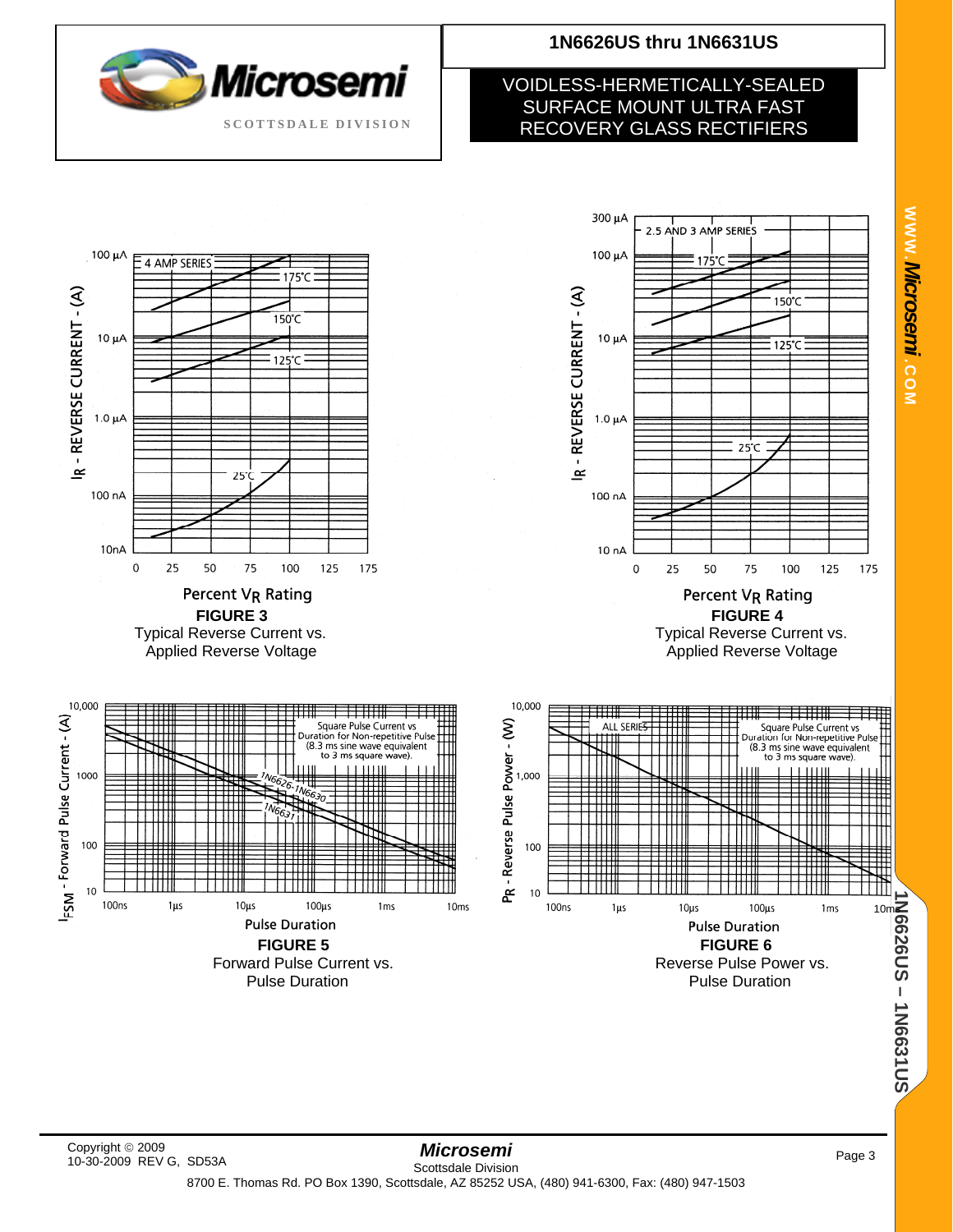**FIGURE 3**
Typical Reverse Current vs. Applied Reverse Voltage

**FIGURE 4**
Typical Reverse Current vs. Applied Reverse Voltage

**FIGURE 5**
Forward Pulse Current vs. Pulse Duration

**FIGURE 6**
Reverse Pulse Power vs. Pulse Duration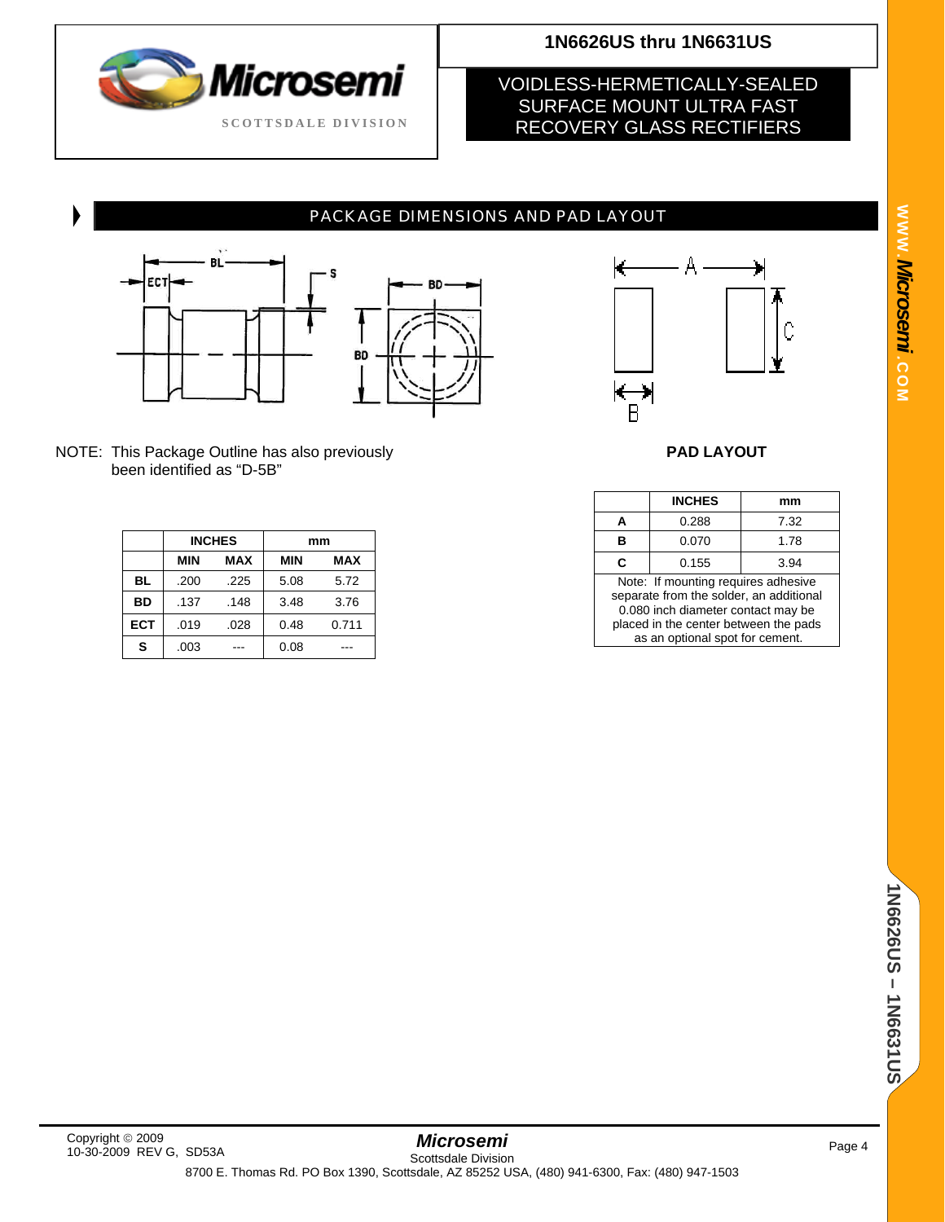# 1N6626US thru 1N6631US

## VOIDLESS-HERMETICALLY-SEALED SURFACE MOUNT ULTRA FAST RECOVERY GLASS RECTIFIERS

## PACKAGE DIMENSIONS AND PAD LAYOUT

NOTE: This Package Outline has also previously been identified as "D-5B"

| | INCHES | | mm | |
|---|---|---|---|---|
| | MIN | MAX | MIN | MAX |
| BL | .200 | .225 | 5.08 | 5.72 |
| BD | .137 | .148 | 3.48 | 3.76 |
| ECT | .019 | .028 | 0.48 | 0.711 |
| S | .003 | --- | 0.08 | --- |

**PAD LAYOUT**

| | INCHES | mm |
|---|---|---|
| A | 0.288 | 7.32 |
| B | 0.070 | 1.78 |
| C | 0.155 | 3.94 |

Note: If mounting requires adhesive separate from the solder, an additional 0.080 inch diameter contact may be placed in the center between the pads as an optional spot for cement.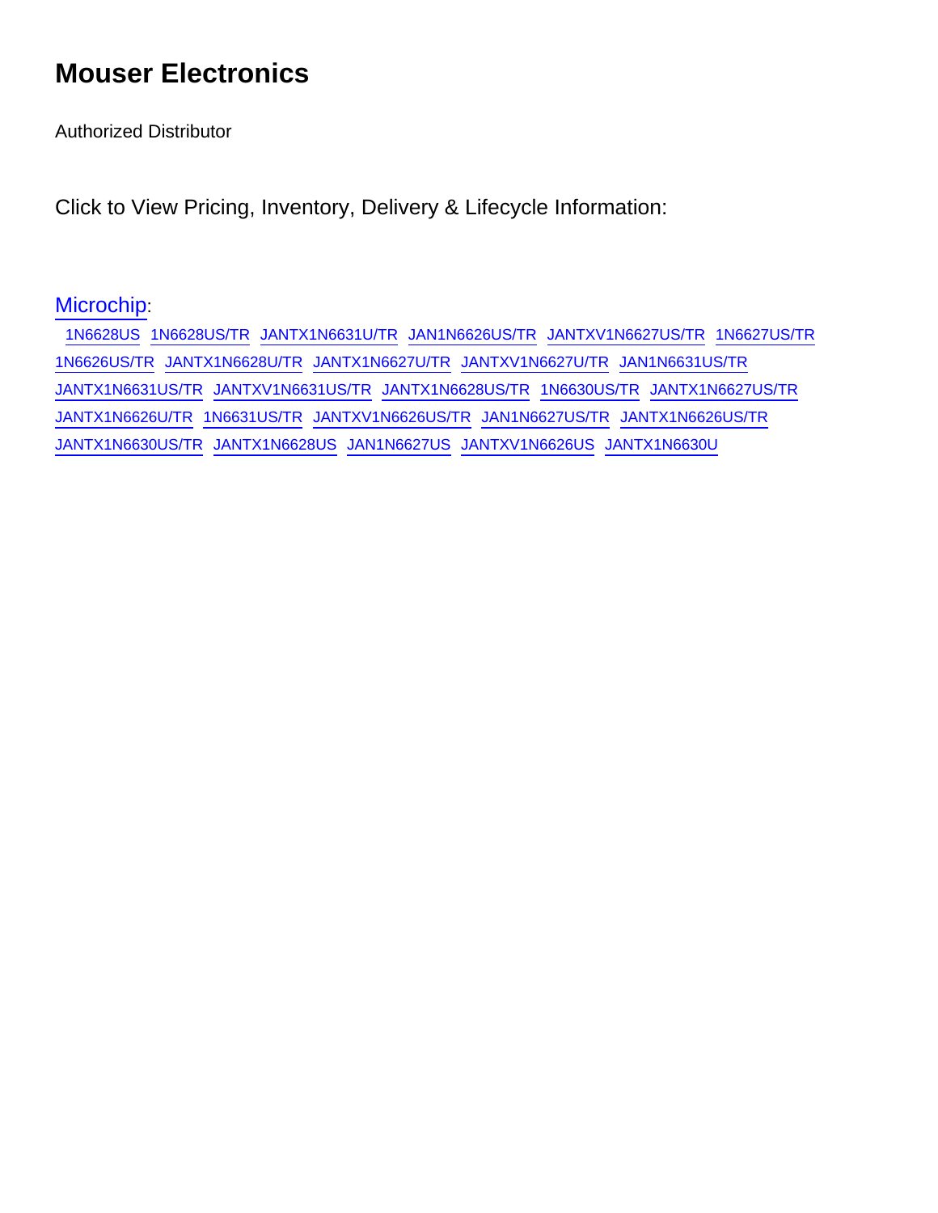# Mouser Electronics

Authorized Distributor

Click to View Pricing, Inventory, Delivery & Lifecycle Information:

Microchip:

1N6628US 1N6628US/TR JANTX1N6631U/TR JAN1N6626US/TR JANTXV1N6627US/TR 1N6627US/TR 1N6626US/TR JANTX1N6628U/TR JANTX1N6627U/TR JANTXV1N6627U/TR JAN1N6631US/TR JANTX1N6631US/TR JANTXV1N6631US/TR JANTX1N6628US/TR 1N6630US/TR JANTX1N6627US/TR JANTX1N6626U/TR 1N6631US/TR JANTXV1N6626US/TR JAN1N6627US/TR JANTX1N6626US/TR JANTX1N6630US/TR JANTX1N6628US JAN1N6627US JANTXV1N6626US JANTX1N6630U